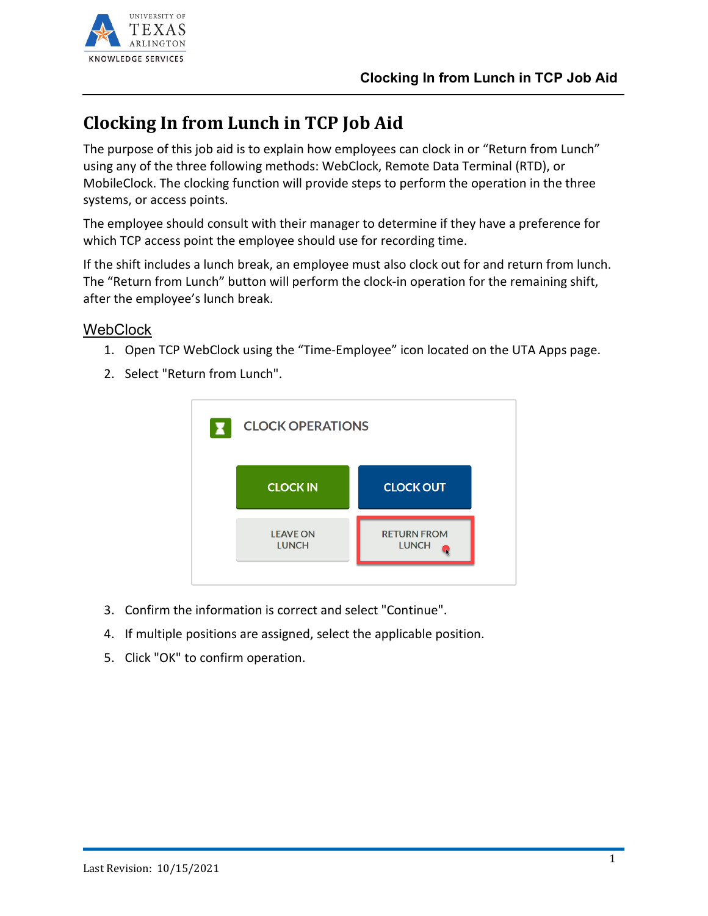# Clocking In from Lunch in TCP Job Aid

The purpose of this job aid is to explain how employees can clock in or "Return from Lunch" using any of the three following methods: WebClock, Remote Data Terminal (RTD), or MobileClock. The clocking function will provide steps to perform the operation in the three systems, or access points.

The employee should consult with their manager to determine if they have a preference for which TCP access point the employee should use for recording time.

If the shift includes a lunch break, an employee must also clock out for and return from lunch. The "Return from Lunch" button will perform the clock-in operation for the remaining shift, after the employee's lunch break.

## WebClock

1. Open TCP WebClock using the "Time-Employee" icon located on the UTA Apps page.
2. Select "Return from Lunch".
3. Confirm the information is correct and select "Continue".
4. If multiple positions are assigned, select the applicable position.
5. Click "OK" to confirm operation.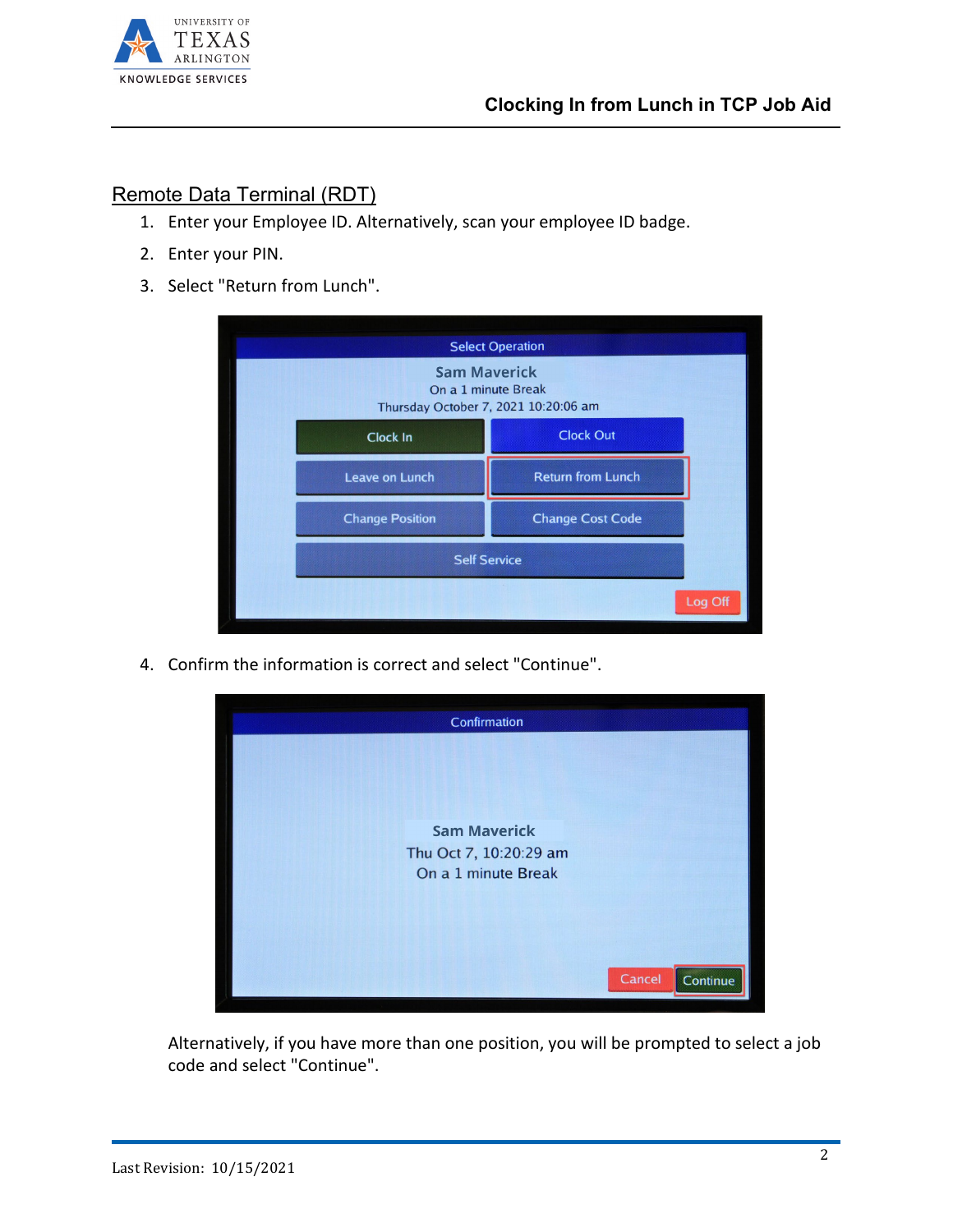## Remote Data Terminal (RDT)

1. Enter your Employee ID. Alternatively, scan your employee ID badge.
2. Enter your PIN.
3. Select "Return from Lunch".
4. Confirm the information is correct and select "Continue".

   Alternatively, if you have more than one position, you will be prompted to select a job code and select "Continue".

Last Revision: 10/15/2021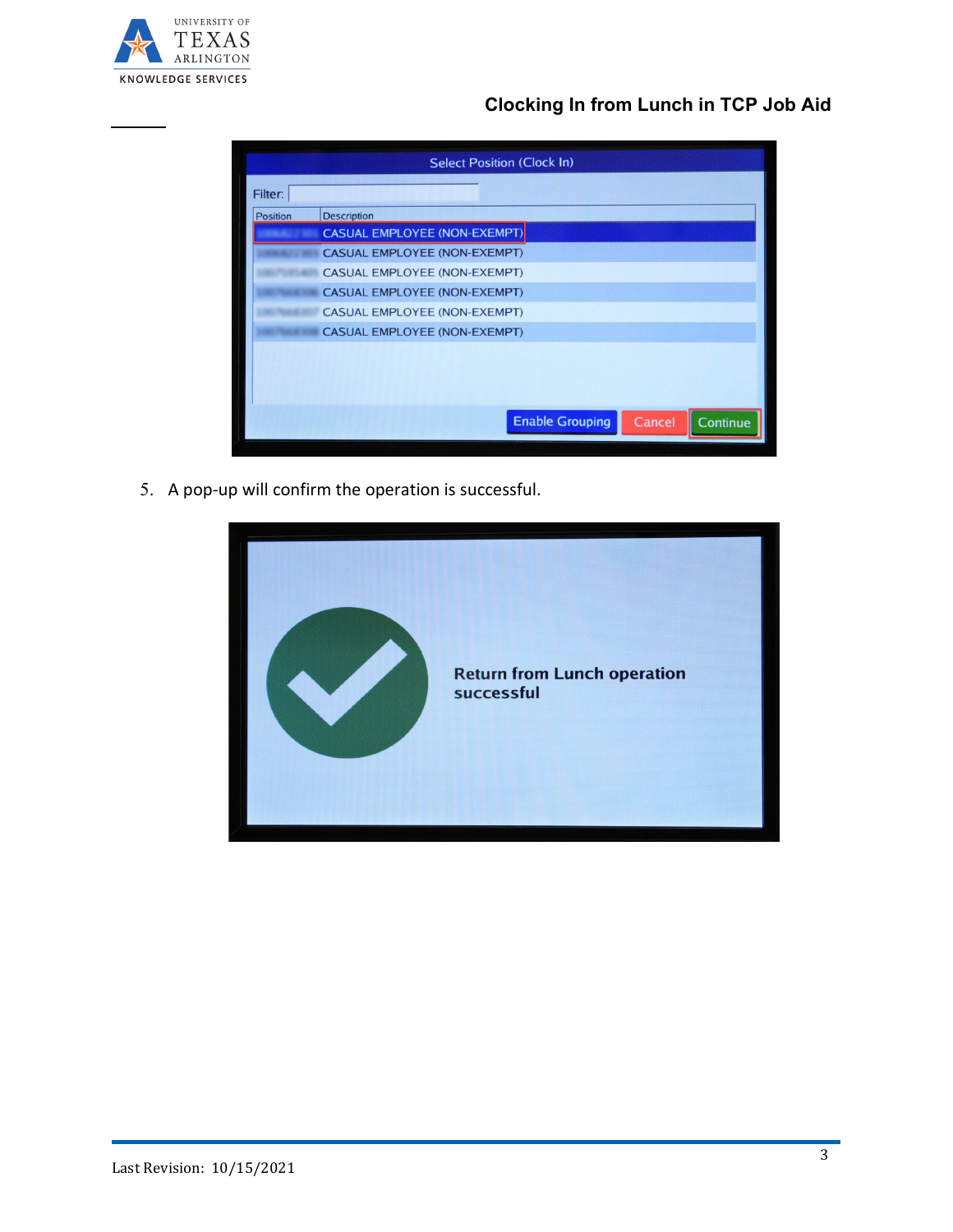5. A pop-up will confirm the operation is successful.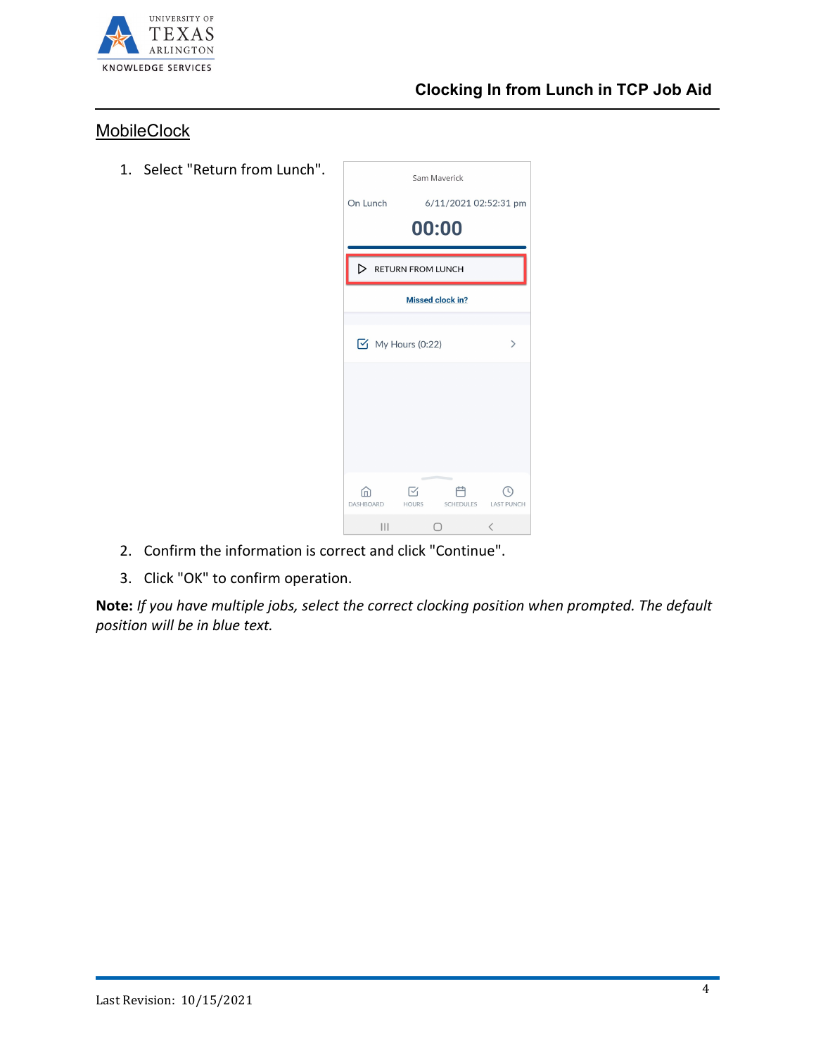## MobileClock

1. Select "Return from Lunch".
2. Confirm the information is correct and click "Continue".
3. Click "OK" to confirm operation.

**Note:** *If you have multiple jobs, select the correct clocking position when prompted. The default position will be in blue text.*